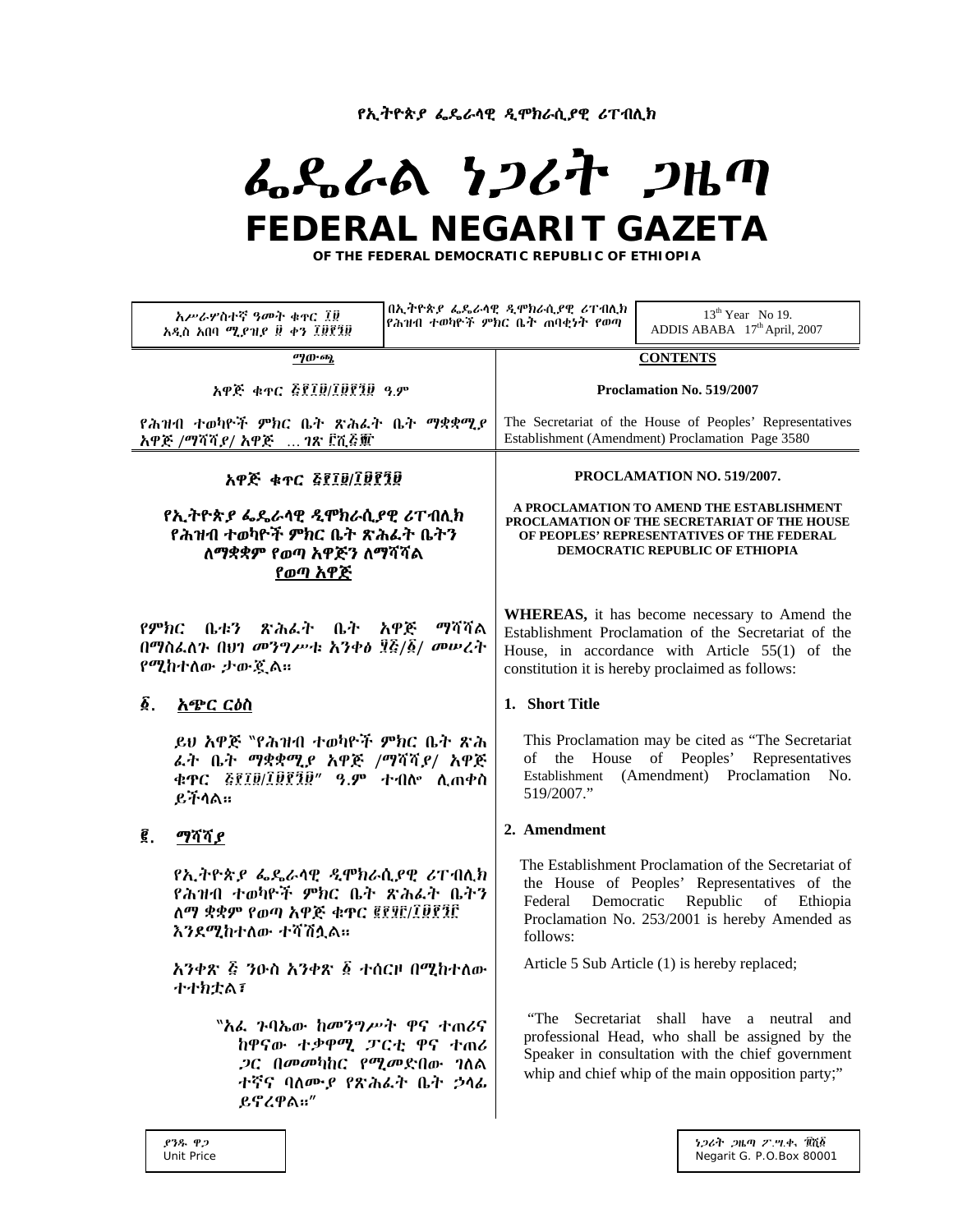የኢትዮጵያ ፌዴራላዊ ዲሞክራሲያዊ ሪፐብሊክ

# ፌዴራል ነጋሪት ጋዜጣ

# FEDERAL NEGARIT GAZETA

**OF THE FEDERAL DEMOCRATIC REPUBLIC OF ETHIOPIA**

| አሥራሦስተኛ ዓመት ቁጥር ፲፱ አዲስ አበባ ሚያዝያ ፱ ቀን ፲፱፻፺፱ | በኢትዮጵያ ፌዴራላዊ ዲሞክራሲያዊ ሪፐብሊክ የሕዝብ ተወካዮች ምክር ቤት ጠባቂነት የወጣ | 13th Year No 19. ADDIS ABABA 17th April, 2007 |
|---|---|---|

**ማውጫ**

አዋጅ ቁጥር ፭፻፲፱/፲፱፻፺፱ ዓ.ም

የሕዝብ ተወካዮች ምክር ቤት ጽሕፈት ቤት ማቋቋሚያ አዋጅ /ማሻሻያ/ አዋጅ ... ገጽ ፫ሺ፭፻፹

**CONTENTS**

**Proclamation No. 519/2007**

The Secretariat of the House of Peoples' Representatives Establishment (Amendment) Proclamation Page 3580

## አዋጅ ቁጥር ፭፻፲፱/፲፱፻፺፱

### የኢትዮጵያ ፌዴራላዊ ዲሞክራሲያዊ ሪፐብሊክ የሕዝብ ተወካዮች ምክር ቤት ጽሕፈት ቤትን ለማቋቋም የወጣ አዋጅን ለማሻሻል የወጣ አዋጅ

የምክር ቤቱን ጽሕፈት ቤት አዋጅ ማሻሻል በማስፈለጉ በህገ መንግሥቱ አንቀፅ ፶፭/፩/ መሠረት የሚከተለው ታውጇል።

**፩. አጭር ርዕስ**

ይህ አዋጅ "የሕዝብ ተወካዮች ምክር ቤት ጽሕ ፈት ቤት ማቋቋሚያ አዋጅ /ማሻሻያ/ አዋጅ ቁጥር ፭፻፲፱/፲፱፻፺፱" ዓ.ም ተብሎ ሊጠቀስ ይችላል።

**፪. ማሻሻያ**

የኢትዮጵያ ፌዴራላዊ ዲሞክራሲያዊ ሪፐብሊክ የሕዝብ ተወካዮች ምክር ቤት ጽሕፈት ቤትን ለማ ቋቋም የወጣ አዋጅ ቁጥር ፪፻፶፫/፲፱፻፺፫ እንደሚከተለው ተሻሽሏል።

አንቀጽ ፭ ንዑስ አንቀጽ ፩ ተሰርዞ በሚከተለው ተተክቷል፣

"አፈ ጉባኤው ከመንግሥት ዋና ተጠሪና ከዋናው ተቃዋሚ ፓርቲ ዋና ተጠሪ ጋር በመመካከር የሚመድበው ገለል ተኛና ባለሙያ የጽሕፈት ቤት ኃላፊ ይኖረዋል።"

## PROCLAMATION NO. 519/2007.

### A PROCLAMATION TO AMEND THE ESTABLISHMENT PROCLAMATION OF THE SECRETARIAT OF THE HOUSE OF PEOPLES' REPRESENTATIVES OF THE FEDERAL DEMOCRATIC REPUBLIC OF ETHIOPIA

**WHEREAS,** it has become necessary to Amend the Establishment Proclamation of the Secretariat of the House, in accordance with Article 55(1) of the constitution it is hereby proclaimed as follows:

**1. Short Title**

This Proclamation may be cited as "The Secretariat of the House of Peoples' Representatives Establishment (Amendment) Proclamation No. 519/2007."

**2. Amendment**

The Establishment Proclamation of the Secretariat of the House of Peoples' Representatives of the Federal Democratic Republic of Ethiopia Proclamation No. 253/2001 is hereby Amended as follows:

Article 5 Sub Article (1) is hereby replaced;

"The Secretariat shall have a neutral and professional Head, who shall be assigned by the Speaker in consultation with the chief government whip and chief whip of the main opposition party;"

ያንዱ ዋጋ Unit Price

ነጋሪት ጋዜጣ ፖ.ሣ.ቁ. ፹ሺ፩ Negarit G. P.O.Box 80001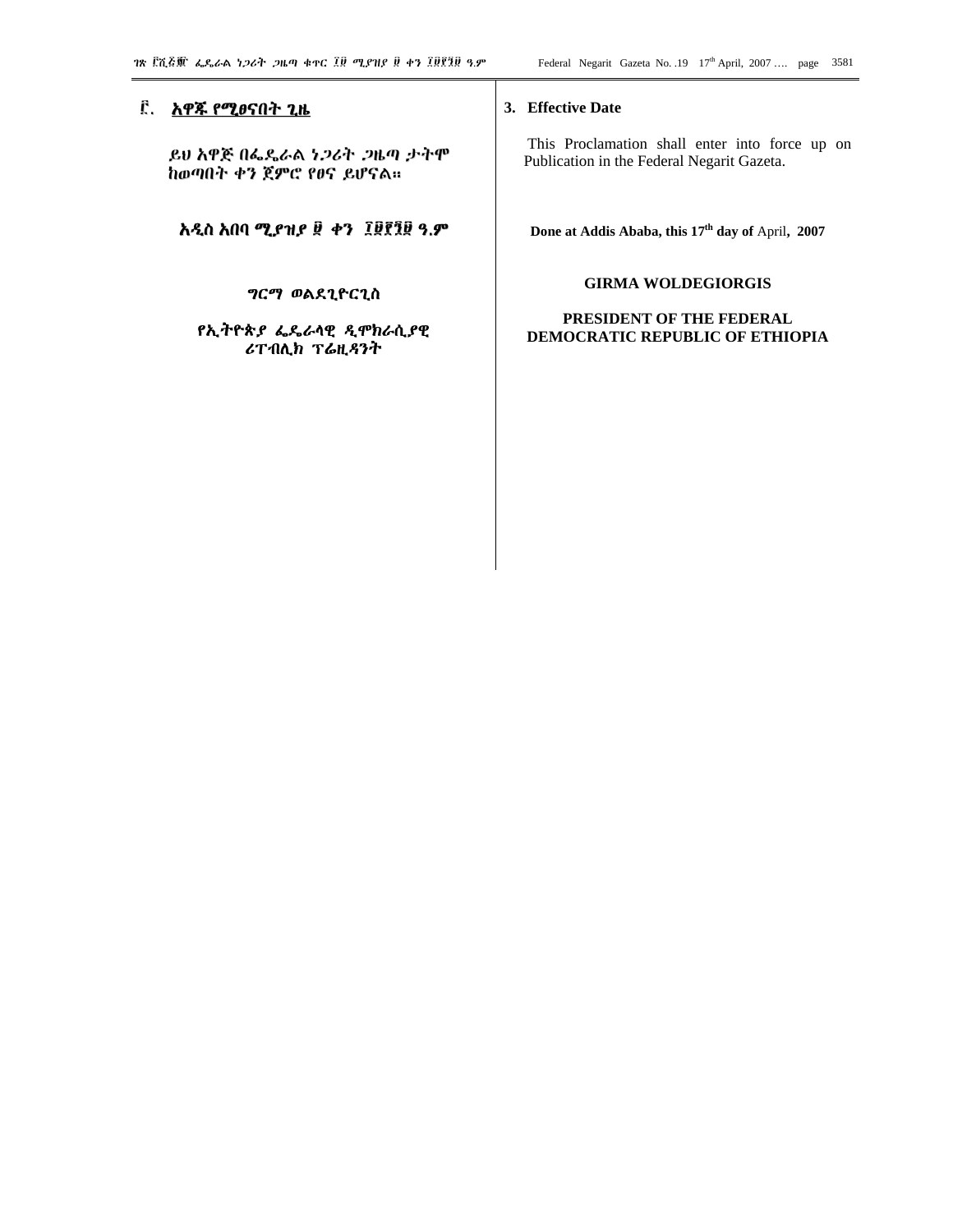## ፫. አዋጁ የሚፀናበት ጊዜ

ይህ አዋጅ በፌዴራል ነጋሪት ጋዜጣ ታትሞ ከወጣበት ቀን ጀምሮ የፀና ይሆናል።

**አዲስ አበባ ሚያዝያ ፱ ቀን ፲፱፻፺፱ ዓ.ም**

**ግርማ ወልደጊዮርጊስ**

**የኢትዮጵያ ፌዴራላዊ ዲሞክራሲያዊ ሪፐብሊክ ፕሬዚዳንት**

## 3. Effective Date

This Proclamation shall enter into force up on Publication in the Federal Negarit Gazeta.

**Done at Addis Ababa, this 17th day of** April**, 2007**

**GIRMA WOLDEGIORGIS**

**PRESIDENT OF THE FEDERAL DEMOCRATIC REPUBLIC OF ETHIOPIA**